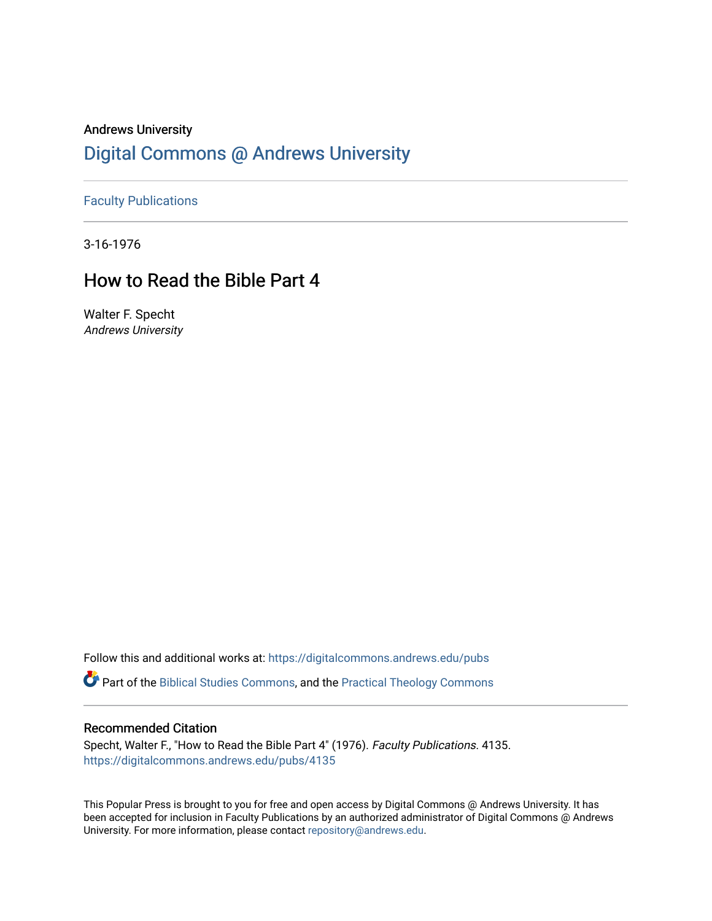Andrews University

# Digital Commons @ Andrews University

Faculty Publications

3-16-1976

## How to Read the Bible Part 4

Walter F. Specht
*Andrews University*

Follow this and additional works at: https://digitalcommons.andrews.edu/pubs

Part of the Biblical Studies Commons, and the Practical Theology Commons

### Recommended Citation

Specht, Walter F., "How to Read the Bible Part 4" (1976). *Faculty Publications*. 4135.
https://digitalcommons.andrews.edu/pubs/4135

This Popular Press is brought to you for free and open access by Digital Commons @ Andrews University. It has been accepted for inclusion in Faculty Publications by an authorized administrator of Digital Commons @ Andrews University. For more information, please contact repository@andrews.edu.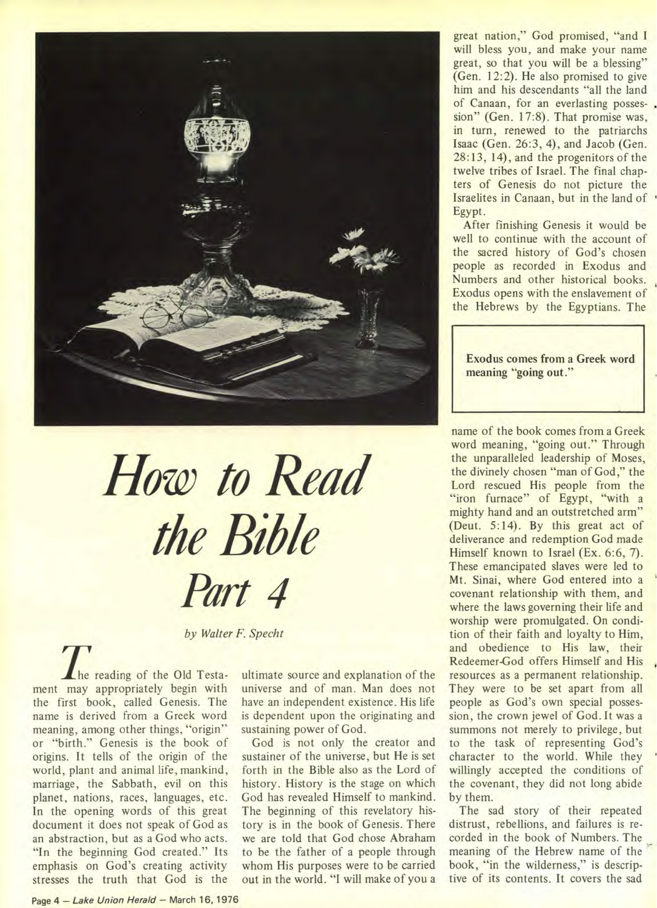# How to Read the Bible

## Part 4

*by Walter F. Specht*

The reading of the Old Testament may appropriately begin with the first book, called Genesis. The name is derived from a Greek word meaning, among other things, "origin" or "birth." Genesis is the book of origins. It tells of the origin of the world, plant and animal life, mankind, marriage, the Sabbath, evil on this planet, nations, races, languages, etc. In the opening words of this great document it does not speak of God as an abstraction, but as a God who acts. "In the beginning God created." Its emphasis on God's creating activity stresses the truth that God is the ultimate source and explanation of the universe and of man. Man does not have an independent existence. His life is dependent upon the originating and sustaining power of God.

God is not only the creator and sustainer of the universe, but He is set forth in the Bible also as the Lord of history. History is the stage on which God has revealed Himself to mankind. The beginning of this revelatory history is in the book of Genesis. There we are told that God chose Abraham to be the father of a people through whom His purposes were to be carried out in the world. "I will make of you a great nation," God promised, "and I will bless you, and make your name great, so that you will be a blessing" (Gen. 12:2). He also promised to give him and his descendants "all the land of Canaan, for an everlasting possession" (Gen. 17:8). That promise was, in turn, renewed to the patriarchs Isaac (Gen. 26:3, 4), and Jacob (Gen. 28:13, 14), and the progenitors of the twelve tribes of Israel. The final chapters of Genesis do not picture the Israelites in Canaan, but in the land of Egypt.

After finishing Genesis it would be well to continue with the account of the sacred history of God's chosen people as recorded in Exodus and Numbers and other historical books. Exodus opens with the enslavement of the Hebrews by the Egyptians. The name of the book comes from a Greek word meaning, "going out." Through the unparalleled leadership of Moses, the divinely chosen "man of God," the Lord rescued His people from the "iron furnace" of Egypt, "with a mighty hand and an outstretched arm" (Deut. 5:14). By this great act of deliverance and redemption God made Himself known to Israel (Ex. 6:6, 7). These emancipated slaves were led to Mt. Sinai, where God entered into a covenant relationship with them, and where the laws governing their life and worship were promulgated. On condition of their faith and loyalty to Him, and obedience to His law, their Redeemer-God offers Himself and His resources as a permanent relationship. They were to be set apart from all people as God's own special possession, the crown jewel of God. It was a summons not merely to privilege, but to the task of representing God's character to the world. While they willingly accepted the conditions of the covenant, they did not long abide by them.

> **Exodus comes from a Greek word meaning "going out."**

The sad story of their repeated distrust, rebellions, and failures is recorded in the book of Numbers. The meaning of the Hebrew name of the book, "in the wilderness," is descriptive of its contents. It covers the sad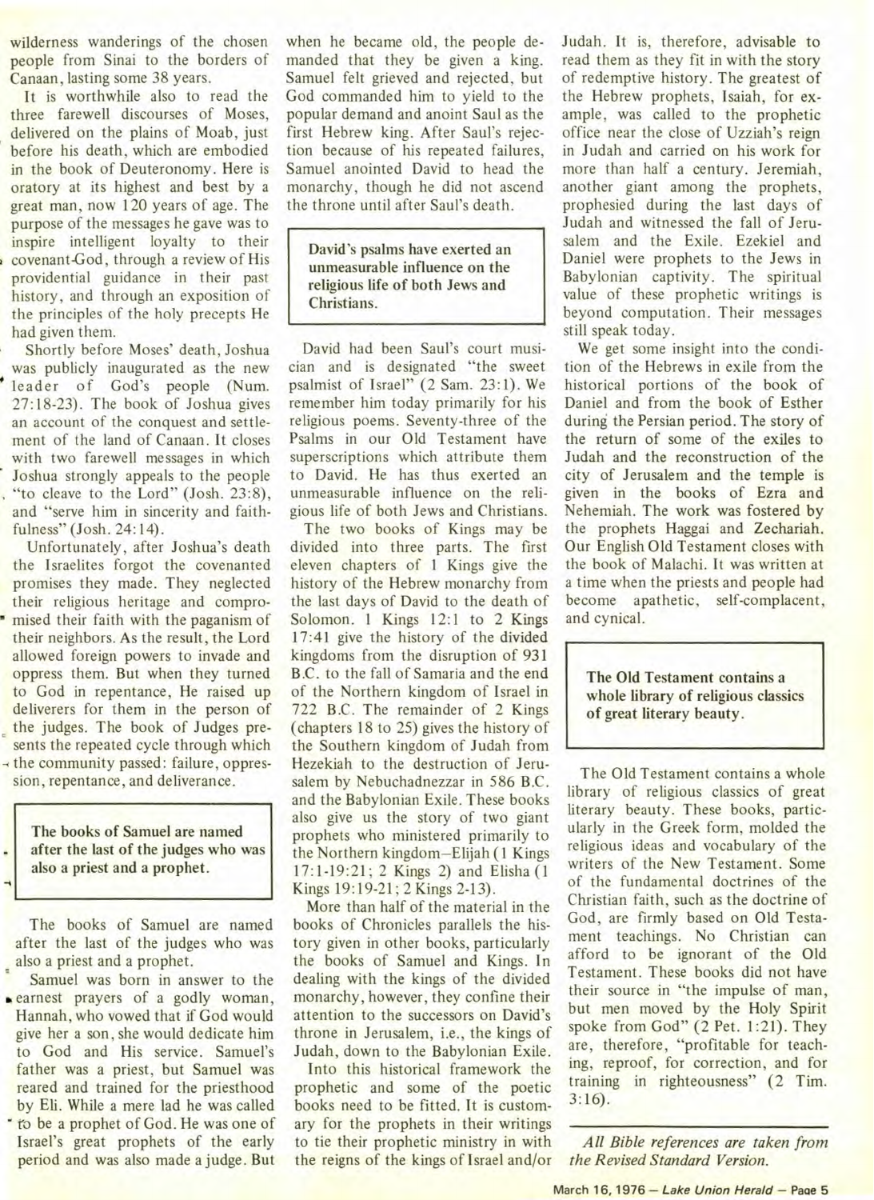wilderness wanderings of the chosen people from Sinai to the borders of Canaan, lasting some 38 years.

It is worthwhile also to read the three farewell discourses of Moses, delivered on the plains of Moab, just before his death, which are embodied in the book of Deuteronomy. Here is oratory at its highest and best by a great man, now 120 years of age. The purpose of the messages he gave was to inspire intelligent loyalty to their covenant-God, through a review of His providential guidance in their past history, and through an exposition of the principles of the holy precepts He had given them.

Shortly before Moses' death, Joshua was publicly inaugurated as the new leader of God's people (Num. 27:18-23). The book of Joshua gives an account of the conquest and settlement of the land of Canaan. It closes with two farewell messages in which Joshua strongly appeals to the people "to cleave to the Lord" (Josh. 23:8), and "serve him in sincerity and faithfulness" (Josh. 24:14).

Unfortunately, after Joshua's death the Israelites forgot the covenanted promises they made. They neglected their religious heritage and compromised their faith with the paganism of their neighbors. As the result, the Lord allowed foreign powers to invade and oppress them. But when they turned to God in repentance, He raised up deliverers for them in the person of the judges. The book of Judges presents the repeated cycle through which the community passed: failure, oppression, repentance, and deliverance.

**The books of Samuel are named after the last of the judges who was also a priest and a prophet.**

The books of Samuel are named after the last of the judges who was also a priest and a prophet.

Samuel was born in answer to the earnest prayers of a godly woman, Hannah, who vowed that if God would give her a son, she would dedicate him to God and His service. Samuel's father was a priest, but Samuel was reared and trained for the priesthood by Eli. While a mere lad he was called to be a prophet of God. He was one of Israel's great prophets of the early period and was also made a judge. But when he became old, the people demanded that they be given a king. Samuel felt grieved and rejected, but God commanded him to yield to the popular demand and anoint Saul as the first Hebrew king. After Saul's rejection because of his repeated failures, Samuel anointed David to head the monarchy, though he did not ascend the throne until after Saul's death.

**David's psalms have exerted an unmeasurable influence on the religious life of both Jews and Christians.**

David had been Saul's court musician and is designated "the sweet psalmist of Israel" (2 Sam. 23:1). We remember him today primarily for his religious poems. Seventy-three of the Psalms in our Old Testament have superscriptions which attribute them to David. He has thus exerted an unmeasurable influence on the religious life of both Jews and Christians.

The two books of Kings may be divided into three parts. The first eleven chapters of 1 Kings give the history of the Hebrew monarchy from the last days of David to the death of Solomon. 1 Kings 12:1 to 2 Kings 17:41 give the history of the divided kingdoms from the disruption of 931 B.C. to the fall of Samaria and the end of the Northern kingdom of Israel in 722 B.C. The remainder of 2 Kings (chapters 18 to 25) gives the history of the Southern kingdom of Judah from Hezekiah to the destruction of Jerusalem by Nebuchadnezzar in 586 B.C. and the Babylonian Exile. These books also give us the story of two giant prophets who ministered primarily to the Northern kingdom—Elijah (1 Kings 17:1-19:21; 2 Kings 2) and Elisha (1 Kings 19:19-21; 2 Kings 2-13).

More than half of the material in the books of Chronicles parallels the history given in other books, particularly the books of Samuel and Kings. In dealing with the kings of the divided monarchy, however, they confine their attention to the successors on David's throne in Jerusalem, i.e., the kings of Judah, down to the Babylonian Exile.

Into this historical framework the prophetic and some of the poetic books need to be fitted. It is customary for the prophets in their writings to tie their prophetic ministry in with the reigns of the kings of Israel and/or Judah. It is, therefore, advisable to read them as they fit in with the story of redemptive history. The greatest of the Hebrew prophets, Isaiah, for example, was called to the prophetic office near the close of Uzziah's reign in Judah and carried on his work for more than half a century. Jeremiah, another giant among the prophets, prophesied during the last days of Judah and witnessed the fall of Jerusalem and the Exile. Ezekiel and Daniel were prophets to the Jews in Babylonian captivity. The spiritual value of these prophetic writings is beyond computation. Their messages still speak today.

We get some insight into the condition of the Hebrews in exile from the historical portions of the book of Daniel and from the book of Esther during the Persian period. The story of the return of some of the exiles to Judah and the reconstruction of the city of Jerusalem and the temple is given in the books of Ezra and Nehemiah. The work was fostered by the prophets Haggai and Zechariah. Our English Old Testament closes with the book of Malachi. It was written at a time when the priests and people had become apathetic, self-complacent, and cynical.

**The Old Testament contains a whole library of religious classics of great literary beauty.**

The Old Testament contains a whole library of religious classics of great literary beauty. These books, particularly in the Greek form, molded the religious ideas and vocabulary of the writers of the New Testament. Some of the fundamental doctrines of the Christian faith, such as the doctrine of God, are firmly based on Old Testament teachings. No Christian can afford to be ignorant of the Old Testament. These books did not have their source in "the impulse of man, but men moved by the Holy Spirit spoke from God" (2 Pet. 1:21). They are, therefore, "profitable for teaching, reproof, for correction, and for training in righteousness" (2 Tim. 3:16).

---

*All Bible references are taken from the Revised Standard Version.*